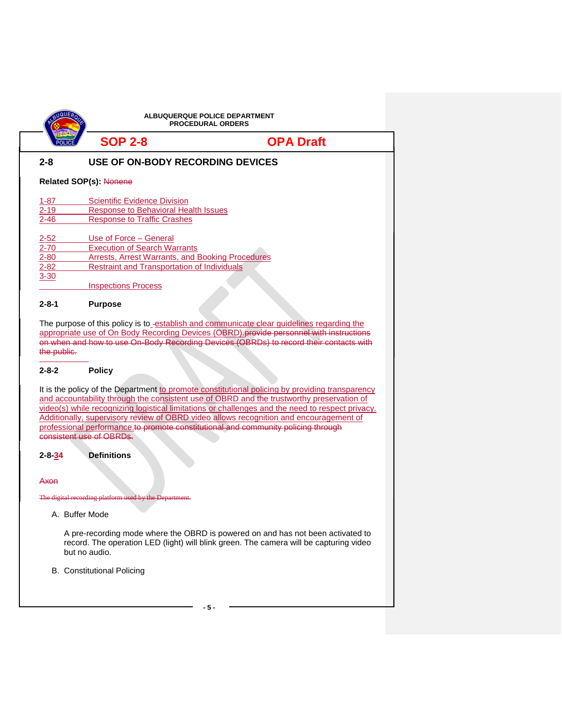ALBUQUERQUE POLICE DEPARTMENT
PROCEDURAL ORDERS

**SOP 2-8** **OPA Draft**

## 2-8 USE OF ON-BODY RECORDING DEVICES

**Related SOP(s):** ~~None~~ne

| | |
|---|---|
| 1-87 | Scientific Evidence Division |
| 2-19 | Response to Behavioral Health Issues |
| 2-46 | Response to Traffic Crashes |
| 2-52 | Use of Force – General |
| 2-70 | Execution of Search Warrants |
| 2-80 | Arrests, Arrest Warrants, and Booking Procedures |
| 2-82 | Restraint and Transportation of Individuals |
| 3-30 | Inspections Process |

### 2-8-1 Purpose

The purpose of this policy is to establish and communicate clear guidelines regarding the appropriate use of On Body Recording Devices (OBRD).~~provide personnel with instructions on when and how to use On-Body Recording Devices (OBRDs) to record their contacts with the public.~~

### 2-8-2 Policy

It is the policy of the Department to promote constitutional policing by providing transparency and accountability through the consistent use of OBRD and the trustworthy preservation of video(s) while recognizing logistical limitations or challenges and the need to respect privacy. Additionally, supervisory review of OBRD video allows recognition and encouragement of professional performance.~~to promote constitutional and community policing through consistent use of OBRDs.~~

### 2-8-~~3~~4 Definitions

~~Axon~~

~~The digital recording platform used by the Department.~~

A. Buffer Mode

A pre-recording mode where the OBRD is powered on and has not been activated to record. The operation LED (light) will blink green. The camera will be capturing video but no audio.

B. Constitutional Policing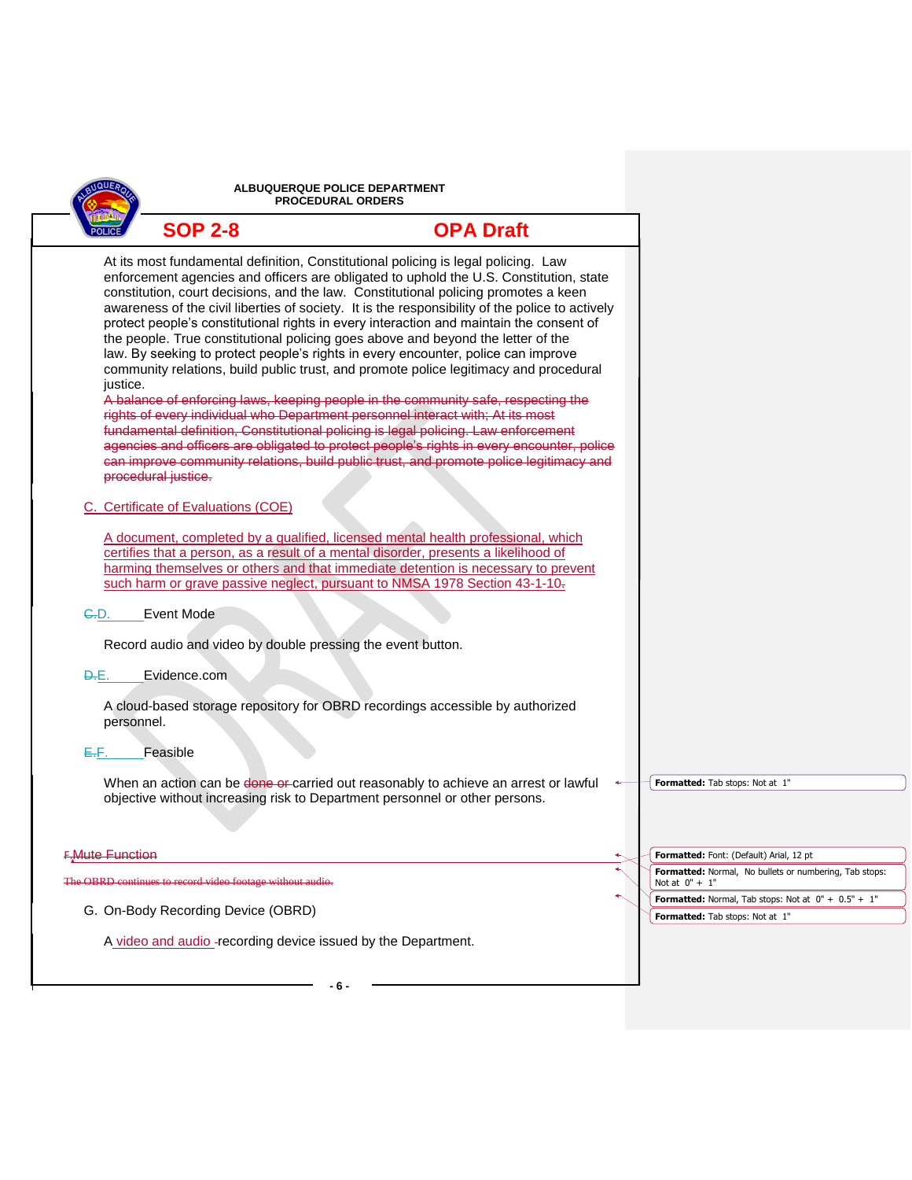At its most fundamental definition, Constitutional policing is legal policing. Law enforcement agencies and officers are obligated to uphold the U.S. Constitution, state constitution, court decisions, and the law. Constitutional policing promotes a keen awareness of the civil liberties of society. It is the responsibility of the police to actively protect people's constitutional rights in every interaction and maintain the consent of the people. True constitutional policing goes above and beyond the letter of the law. By seeking to protect people's rights in every encounter, police can improve community relations, build public trust, and promote police legitimacy and procedural justice.

~~A balance of enforcing laws, keeping people in the community safe, respecting the rights of every individual who Department personnel interact with; At its most fundamental definition, Constitutional policing is legal policing. Law enforcement agencies and officers are obligated to protect people's rights in every encounter, police can improve community relations, build public trust, and promote police legitimacy and procedural justice.~~

C. Certificate of Evaluations (COE)

A document, completed by a qualified, licensed mental health professional, which certifies that a person, as a result of a mental disorder, presents a likelihood of harming themselves or others and that immediate detention is necessary to prevent such harm or grave passive neglect, pursuant to NMSA 1978 Section 43-1-10.

~~C.~~D. Event Mode

Record audio and video by double pressing the event button.

~~D.~~E. Evidence.com

A cloud-based storage repository for OBRD recordings accessible by authorized personnel.

~~E.~~F. Feasible

When an action can be ~~done or~~ carried out reasonably to achieve an arrest or lawful objective without increasing risk to Department personnel or other persons.

~~F. Mute Function~~

~~The OBRD continues to record video footage without audio.~~

G. On-Body Recording Device (OBRD)

A video and audio recording device issued by the Department.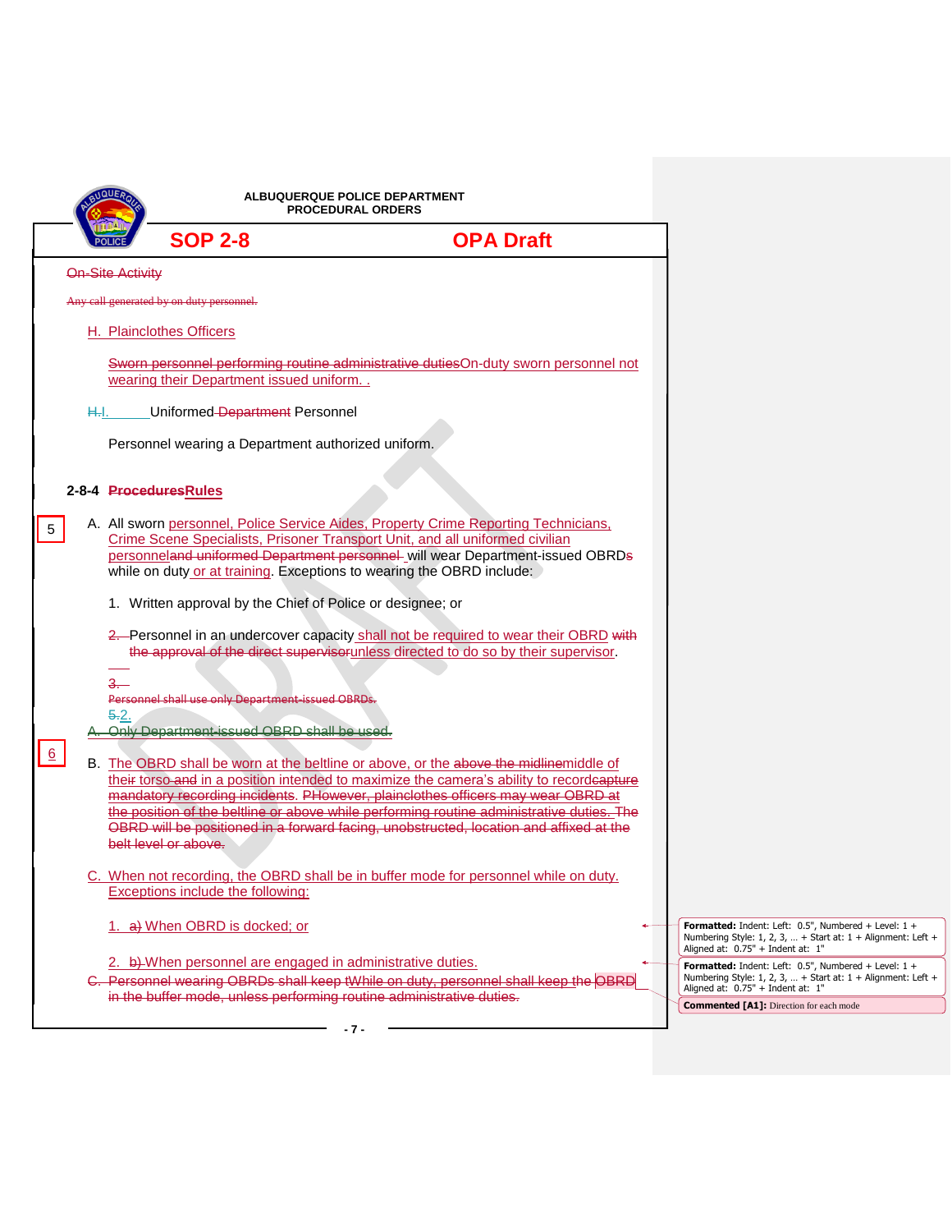ALBUQUERQUE POLICE DEPARTMENT
PROCEDURAL ORDERS

**SOP 2-8** **OPA Draft**

~~On-Site Activity~~

~~Any call generated by on duty personnel.~~

H. Plainclothes Officers

~~Sworn personnel performing routine administrative duties~~On-duty sworn personnel not wearing their Department issued uniform. .

~~H.~~I. Uniformed ~~Department~~ Personnel

Personnel wearing a Department authorized uniform.

## 2-8-4 ~~Procedures~~Rules

5

A. All sworn personnel, Police Service Aides, Property Crime Reporting Technicians, Crime Scene Specialists, Prisoner Transport Unit, and all uniformed civilian personnel~~and uniformed Department personnel~~ will wear Department-issued OBRD~~s~~ while on duty or at training. Exceptions to wearing the OBRD include:

1. Written approval by the Chief of Police or designee; or

2. Personnel in an undercover capacity shall not be required to wear their OBRD ~~with the approval of the direct supervisor~~unless directed to do so by their supervisor.

~~3.~~

~~Personnel shall use only Department-issued OBRDs.~~

~~5.~~2.

~~A. Only Department-issued OBRD shall be used.~~

6

B. The OBRD shall be worn at the beltline or above, or the ~~above the midline~~middle of their torso ~~and~~ in a position intended to maximize the camera's ability to record~~capture mandatory recording incidents~~. ~~PHowever, plainclothes officers may wear OBRD at the position of the beltline or above while performing routine administrative duties. The OBRD will be positioned in a forward facing, unobstructed, location and affixed at the belt level or above.~~

C. When not recording, the OBRD shall be in buffer mode for personnel while on duty. Exceptions include the following:

1. ~~a)~~ When OBRD is docked; or

2. ~~b)~~ When personnel are engaged in administrative duties.

~~C. Personnel wearing OBRDs shall keep t~~While on duty, personnel shall keep the OBRD ~~in the buffer mode, unless performing routine administrative duties.~~

**Formatted:** Indent: Left: 0.5", Numbered + Level: 1 + Numbering Style: 1, 2, 3, … + Start at: 1 + Alignment: Left + Aligned at: 0.75" + Indent at: 1"

**Formatted:** Indent: Left: 0.5", Numbered + Level: 1 + Numbering Style: 1, 2, 3, … + Start at: 1 + Alignment: Left + Aligned at: 0.75" + Indent at: 1"

**Commented [A1]:** Direction for each mode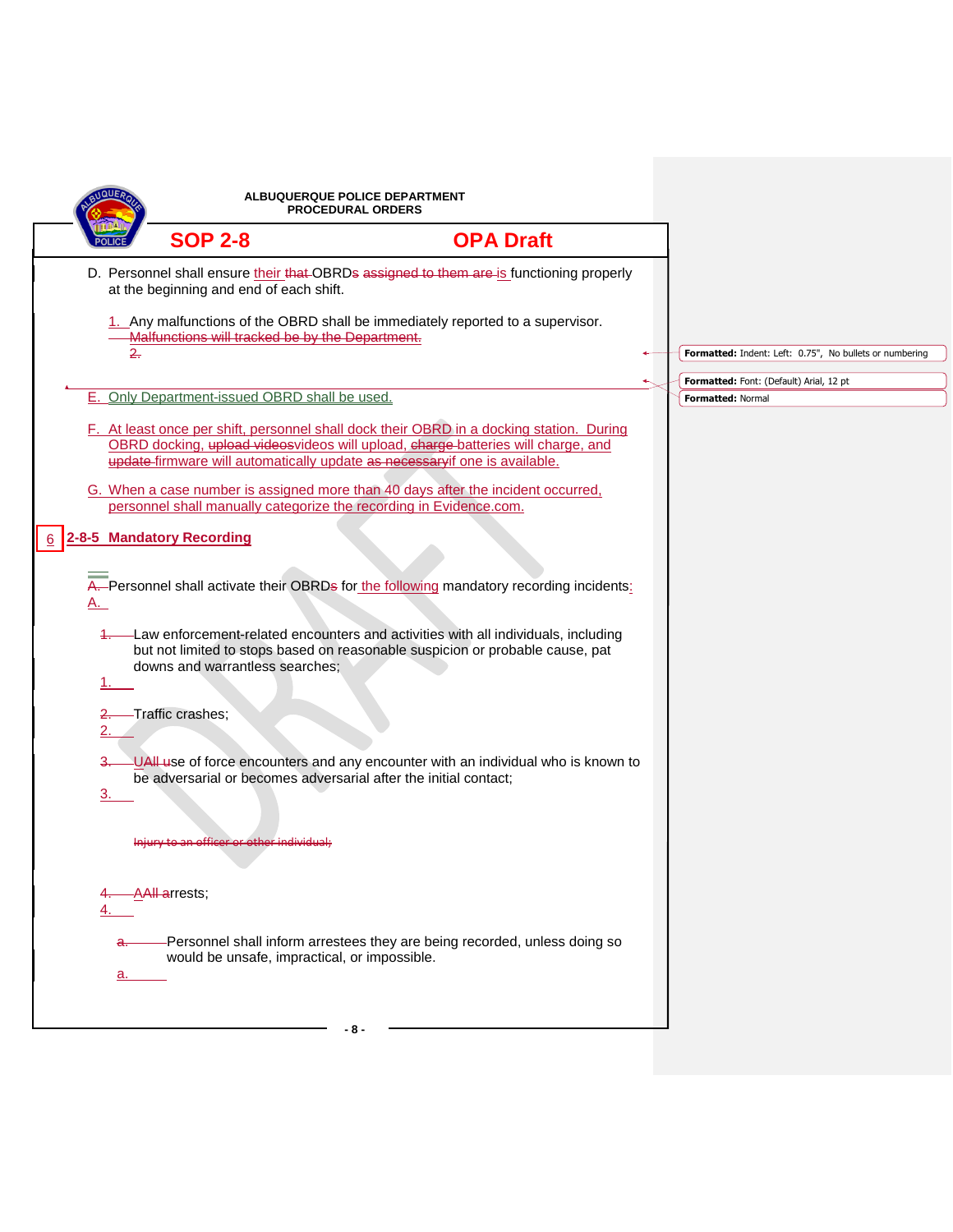D. Personnel shall ensure their ~~that~~ OBRDs ~~assigned to them are~~ is functioning properly at the beginning and end of each shift.

1. Any malfunctions of the OBRD shall be immediately reported to a supervisor. ~~Malfunctions will tracked be by the Department.~~

~~2.~~

E. Only Department-issued OBRD shall be used.

F. At least once per shift, personnel shall dock their OBRD in a docking station. During OBRD docking, ~~upload videos~~videos will upload, ~~charge~~ batteries will charge, and ~~update~~ firmware will automatically update ~~as necessary~~if one is available.

G. When a case number is assigned more than 40 days after the incident occurred, personnel shall manually categorize the recording in Evidence.com.

## 6 2-8-5 Mandatory Recording

~~A.~~ Personnel shall activate their OBRD~~s~~ for the following mandatory recording incidents:

A.

1. Law enforcement-related encounters and activities with all individuals, including but not limited to stops based on reasonable suspicion or probable cause, pat downs and warrantless searches;

2. Traffic crashes;

3. U~~All u~~se of force encounters and any encounter with an individual who is known to be adversarial or becomes adversarial after the initial contact;

~~Injury to an officer or other individual;~~

4. A~~All a~~rrests;

   a. Personnel shall inform arrestees they are being recorded, unless doing so would be unsafe, impractical, or impossible.

Formatted: Indent: Left: 0.75", No bullets or numbering

Formatted: Font: (Default) Arial, 12 pt

Formatted: Normal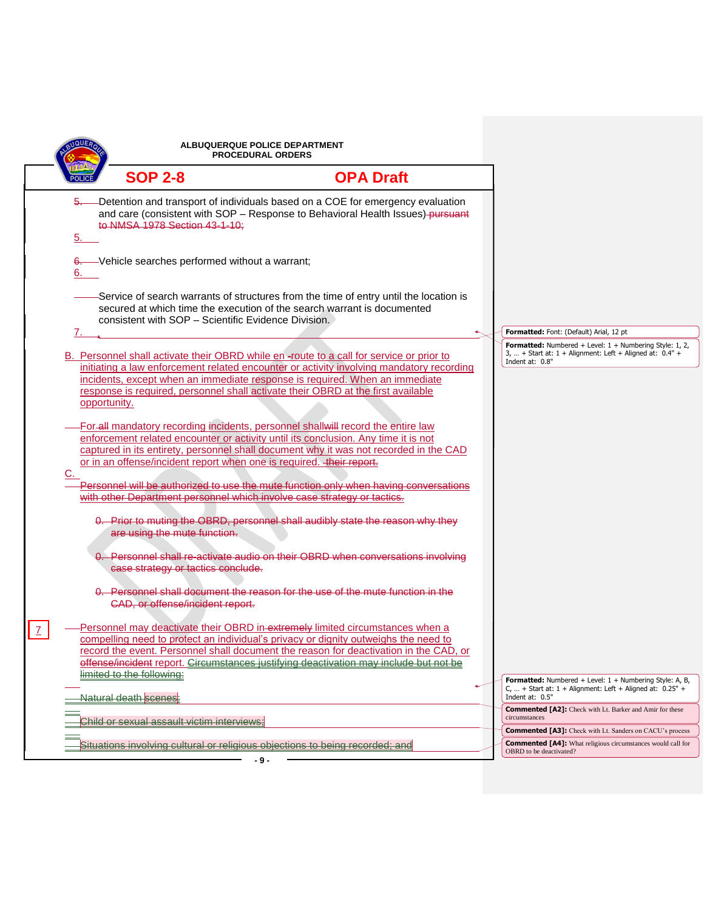5. Detention and transport of individuals based on a COE for emergency evaluation and care (consistent with SOP – Response to Behavioral Health Issues) pursuant to NMSA 1978 Section 43-1-10;

6. Vehicle searches performed without a warrant;

7. Service of search warrants of structures from the time of entry until the location is secured at which time the execution of the search warrant is documented consistent with SOP – Scientific Evidence Division.

B. Personnel shall activate their OBRD while en route to a call for service or prior to initiating a law enforcement related encounter or activity involving mandatory recording incidents, except when an immediate response is required. When an immediate response is required, personnel shall activate their OBRD at the first available opportunity.

C. For all mandatory recording incidents, personnel shall record the entire law enforcement related encounter or activity until its conclusion. Any time it is not captured in its entirety, personnel shall document why it was not recorded in the CAD or in an offense/incident report when one is required. their report.

Personnel will be authorized to use the mute function only when having conversations with other Department personnel which involve case strategy or tactics.

0. Prior to muting the OBRD, personnel shall audibly state the reason why they are using the mute function.

0. Personnel shall re-activate audio on their OBRD when conversations involving case strategy or tactics conclude.

0. Personnel shall document the reason for the use of the mute function in the CAD, or offense/incident report.

7 Personnel may deactivate their OBRD in extremely limited circumstances when a compelling need to protect an individual's privacy or dignity outweighs the need to record the event. Personnel shall document the reason for deactivation in the CAD, or offense/incident report. Circumstances justifying deactivation may include but not be limited to the following:

- Natural death scenes;
- Child or sexual assault victim interviews;
- Situations involving cultural or religious objections to being recorded; and

Formatted: Font: (Default) Arial, 12 pt

Formatted: Numbered + Level: 1 + Numbering Style: 1, 2, 3, … + Start at: 1 + Alignment: Left + Aligned at: 0.4" + Indent at: 0.8"

Formatted: Numbered + Level: 1 + Numbering Style: A, B, C, … + Start at: 1 + Alignment: Left + Aligned at: 0.25" + Indent at: 0.5"

Commented [A2]: Check with Lt. Barker and Amir for these circumstances

Commented [A3]: Check with Lt. Sanders on CACU's process

Commented [A4]: What religious circumstances would call for OBRD to be deactivated?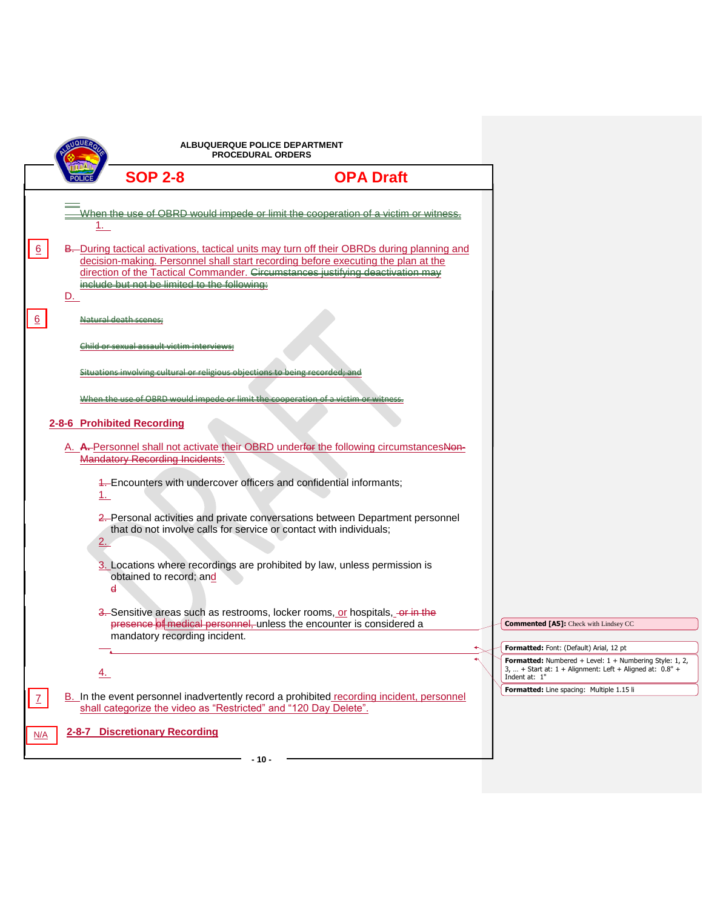When the use of OBRD would impede or limit the cooperation of a victim or witness.

1.

6

B. During tactical activations, tactical units may turn off their OBRDs during planning and decision-making. Personnel shall start recording before executing the plan at the direction of the Tactical Commander. Circumstances justifying deactivation may include but not be limited to the following:

D.

6

Natural death scenes;

Child or sexual assault victim interviews;

Situations involving cultural or religious objections to being recorded; and

When the use of OBRD would impede or limit the cooperation of a victim or witness.

## 2-8-6 Prohibited Recording

A. A. Personnel shall not activate their OBRD underfor the following circumstancesNon-Mandatory Recording Incidents:

1. Encounters with undercover officers and confidential informants;

2. Personal activities and private conversations between Department personnel that do not involve calls for service or contact with individuals;

3. Locations where recordings are prohibited by law, unless permission is obtained to record; and

4. Sensitive areas such as restrooms, locker rooms, or hospitals, or in the presence of medical personnel, unless the encounter is considered a mandatory recording incident.

7

B. In the event personnel inadvertently record a prohibited recording incident, personnel shall categorize the video as "Restricted" and "120 Day Delete".

N/A

## 2-8-7 Discretionary Recording

**Commented [A5]:** Check with Lindsey CC

**Formatted:** Font: (Default) Arial, 12 pt

**Formatted:** Numbered + Level: 1 + Numbering Style: 1, 2, 3, … + Start at: 1 + Alignment: Left + Aligned at: 0.8" + Indent at: 1"

**Formatted:** Line spacing: Multiple 1.15 li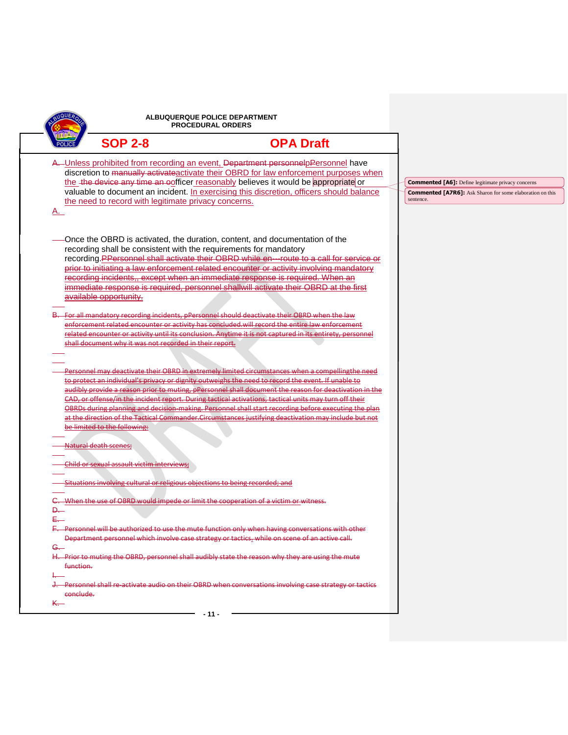ALBUQUERQUE POLICE DEPARTMENT
PROCEDURAL ORDERS

**SOP 2-8** **OPA Draft**

A. Unless prohibited from recording an event, ~~Department personnel~~ pPersonnel have discretion to ~~manually activate~~ activate their OBRD for law enforcement purposes when the ~~the device any time an o~~officer reasonably believes it would be appropriate or valuable to document an incident. In exercising this discretion, officers should balance the need to record with legitimate privacy concerns.

A.

Once the OBRD is activated, the duration, content, and documentation of the recording shall be consistent with the requirements for mandatory recording. ~~PPersonnel shall activate their OBRD while en-route to a call for service or prior to initiating a law enforcement related encounter or activity involving mandatory recording incidents,, except when an immediate response is required. When an immediate response is required, personnel shallwill activate their OBRD at the first available opportunity.~~

~~B. For all mandatory recording incidents, pPersonnel should deactivate their OBRD when the law enforcement related encounter or activity has concluded.will record the entire law enforcement related encounter or activity until its conclusion. Anytime it is not captured in its entirety, personnel shall document why it was not recorded in their report.~~

~~Personnel may deactivate their OBRD in extremely limited circumstances when a compellingthe need to protect an individual's privacy or dignity outweighs the need to record the event. If unable to audibly provide a reason prior to muting, pPersonnel shall document the reason for deactivation in the CAD, or offense/in the incident report. During tactical activations, tactical units may turn off their OBRDs during planning and decision-making. Personnel shall start recording before executing the plan at the direction of the Tactical Commander.Circumstances justifying deactivation may include but not be limited to the following:~~

~~Natural death scenes;~~

~~Child or sexual assault victim interviews;~~

~~Situations involving cultural or religious objections to being recorded; and~~

~~C. When the use of OBRD would impede or limit the cooperation of a victim or witness.~~

~~D.~~

~~E.~~

~~F. Personnel will be authorized to use the mute function only when having conversations with other Department personnel which involve case strategy or tactics, while on scene of an active call.~~

~~G.~~

~~H. Prior to muting the OBRD, personnel shall audibly state the reason why they are using the mute function.~~

~~I.~~

~~J. Personnel shall re-activate audio on their OBRD when conversations involving case strategy or tactics conclude.~~

~~K.~~

**Commented [A6]:** Define legitimate privacy concerns

**Commented [A7R6]:** Ask Sharon for some elaboration on this sentence.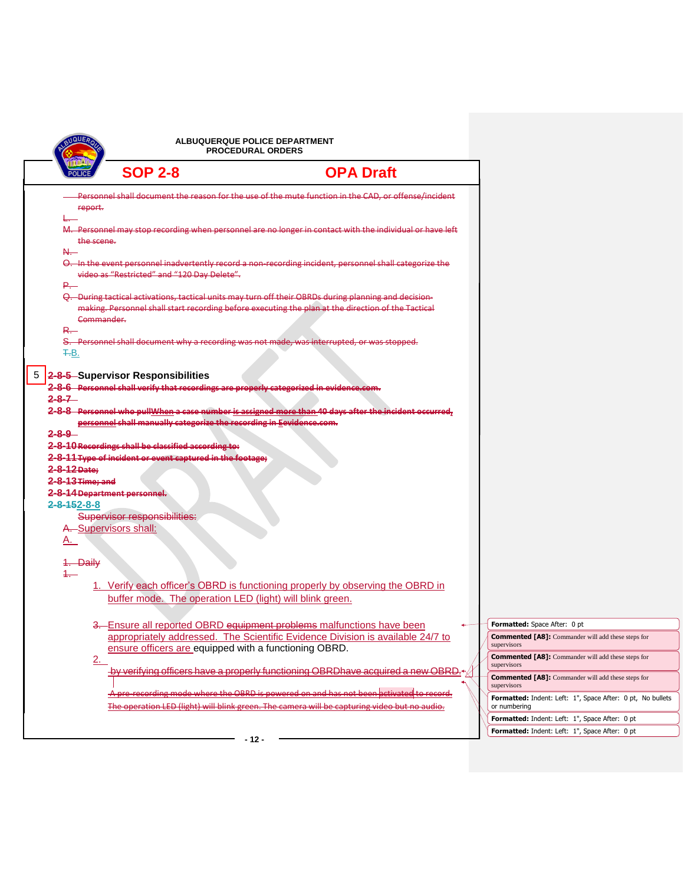Personnel shall document the reason for the use of the mute function in the CAD, or offense/incident report.

L.

M. Personnel may stop recording when personnel are no longer in contact with the individual or have left the scene.

N.

O. In the event personnel inadvertently record a non-recording incident, personnel shall categorize the video as "Restricted" and "120 Day Delete".

P.

Q. During tactical activations, tactical units may turn off their OBRDs during planning and decision-making. Personnel shall start recording before executing the plan at the direction of the Tactical Commander.

R.

S. Personnel shall document why a recording was not made, was interrupted, or was stopped.

T.B.

5

## 2-8-5 Supervisor Responsibilities

**2-8-6 Personnel shall verify that recordings are properly categorized in evidence.com.**

**2-8-7**

**2-8-8 Personnel who pullWhen a case number is assigned more than 40 days after the incident occurred, personnel shall manually categorize the recording in Eevidence.com.**

**2-8-9**

**2-8-10 Recordings shall be classified according to:**

**2-8-11 Type of incident or event captured in the footage;**

**2-8-12 Date;**

**2-8-13 Time; and**

**2-8-14 Department personnel.**

**2-8-152-8-8**

Supervisor responsibilities:

A. Supervisors shall:

A.

1. Daily

1.

1. Verify each officer's OBRD is functioning properly by observing the OBRD in buffer mode. The operation LED (light) will blink green.

3. Ensure all reported OBRD equipment problems malfunctions have been appropriately addressed. The Scientific Evidence Division is available 24/7 to ensure officers are equipped with a functioning OBRD.

2.

by verifying officers have a properly functioning OBRDhave acquired a new OBRD.

A pre-recording mode where the OBRD is powered on and has not been activated to record. The operation LED (light) will blink green. The camera will be capturing video but no audio.

**Formatted:** Space After: 0 pt

**Commented [A8]:** Commander will add these steps for supervisors

**Commented [A8]:** Commander will add these steps for supervisors

**Commented [A8]:** Commander will add these steps for supervisors

**Formatted:** Indent: Left: 1", Space After: 0 pt, No bullets or numbering

**Formatted:** Indent: Left: 1", Space After: 0 pt

**Formatted:** Indent: Left: 1", Space After: 0 pt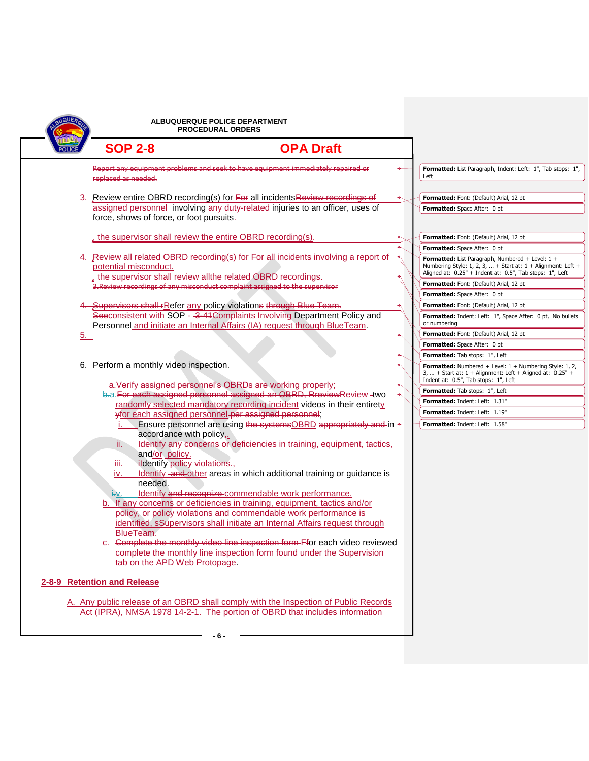ALBUQUERQUE POLICE DEPARTMENT
PROCEDURAL ORDERS

**SOP 2-8** **OPA Draft**

~~Report any equipment problems and seek to have equipment immediately repaired or replaced as needed.~~

3. Review entire OBRD recording(s) for ~~For~~ all incidents~~Review recordings of assigned personnel~~ involving ~~any~~ duty-related injuries to an officer, uses of force, shows of force, or foot pursuits.

~~, the supervisor shall review the entire OBRD recording(s).~~

4. Review all related OBRD recording(s) for ~~For~~ all incidents involving a report of potential misconduct.
~~, the supervisor shall review allthe related OBRD recordings.~~
~~3.Review recordings of any misconduct complaint assigned to the supervisor~~

~~4.~~ ~~Supervisors shall r~~Refer any policy violations ~~through Blue Team.~~ ~~See~~consistent with SOP ~~- 3-41~~Complaints Involving Department Policy and Personnel and initiate an Internal Affairs (IA) request through BlueTeam.

5.

6. Perform a monthly video inspection.

~~a.Verify assigned personnel's OBRDs are working properly;~~

~~b.~~a.~~For each assigned personnel assigned an OBRD, Review~~Review ~~-~~two randomly selected mandatory recording incident videos in their entirety ~~for each assigned personnel per assigned personnel~~;

i. Ensure personnel are using ~~the systems~~OBRD ~~appropriately and~~ in accordance with policy~~;~~.

ii. Identify any concerns or deficiencies in training, equipment, tactics, and/or ~~-~~ policy.

iii. ~~i~~Identify policy violations.~~,~~

iv. Identify ~~-and~~ other areas in which additional training or guidance is needed.

~~i.~~v. Identify ~~and recognize~~ commendable work performance.

b. If any concerns or deficiencies in training, equipment, tactics and/or policy, or policy violations and commendable work performance is identified, ~~s~~Supervisors shall initiate an Internal Affairs request through BlueTeam.

c. ~~Complete the monthly video line inspection form F~~for each video reviewed complete the monthly line inspection form found under the Supervision tab on the APD Web Protopage.

## 2-8-9 Retention and Release

A. Any public release of an OBRD shall comply with the Inspection of Public Records Act (IPRA), NMSA 1978 14-2-1. The portion of OBRD that includes information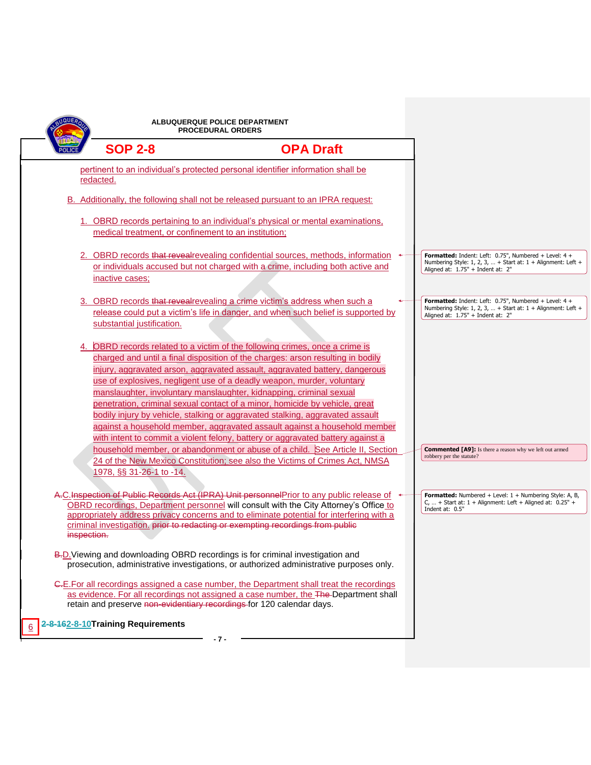pertinent to an individual's protected personal identifier information shall be redacted.

B. Additionally, the following shall not be released pursuant to an IPRA request:

1. OBRD records pertaining to an individual's physical or mental examinations, medical treatment, or confinement to an institution;

2. OBRD records ~~that reveal~~revealing confidential sources, methods, information or individuals accused but not charged with a crime, including both active and inactive cases;

3. OBRD records ~~that reveal~~revealing a crime victim's address when such a release could put a victim's life in danger, and when such belief is supported by substantial justification.

4. OBRD records related to a victim of the following crimes, once a crime is charged and until a final disposition of the charges: arson resulting in bodily injury, aggravated arson, aggravated assault, aggravated battery, dangerous use of explosives, negligent use of a deadly weapon, murder, voluntary manslaughter, involuntary manslaughter, kidnapping, criminal sexual penetration, criminal sexual contact of a minor, homicide by vehicle, great bodily injury by vehicle, stalking or aggravated stalking, aggravated assault against a household member, aggravated assault against a household member with intent to commit a violent felony, battery or aggravated battery against a household member, or abandonment or abuse of a child. See Article II, Section 24 of the New Mexico Constitution; see also the Victims of Crimes Act, NMSA 1978, §§ 31-26-1 to -14.

~~A.~~C. ~~Inspection of Public Records Act (IPRA) Unit personnel~~Prior to any public release of OBRD recordings, Department personnel will consult with the City Attorney's Office to appropriately address privacy concerns and to eliminate potential for interfering with a criminal investigation. ~~prior to redacting or exempting recordings from public inspection.~~

~~B.~~D. Viewing and downloading OBRD recordings is for criminal investigation and prosecution, administrative investigations, or authorized administrative purposes only.

~~C.~~E. For all recordings assigned a case number, the Department shall treat the recordings as evidence. For all recordings not assigned a case number, the ~~The~~ Department shall retain and preserve ~~non-evidentiary recordings~~ for 120 calendar days.

6 ~~2-8-16~~2-8-10 **Training Requirements**

> Formatted: Indent: Left: 0.75", Numbered + Level: 4 + Numbering Style: 1, 2, 3, … + Start at: 1 + Alignment: Left + Aligned at: 1.75" + Indent at: 2"

> Formatted: Indent: Left: 0.75", Numbered + Level: 4 + Numbering Style: 1, 2, 3, … + Start at: 1 + Alignment: Left + Aligned at: 1.75" + Indent at: 2"

> **Commented [A9]:** Is there a reason why we left out armed robbery per the statute?

> Formatted: Numbered + Level: 1 + Numbering Style: A, B, C, … + Start at: 1 + Alignment: Left + Aligned at: 0.25" + Indent at: 0.5"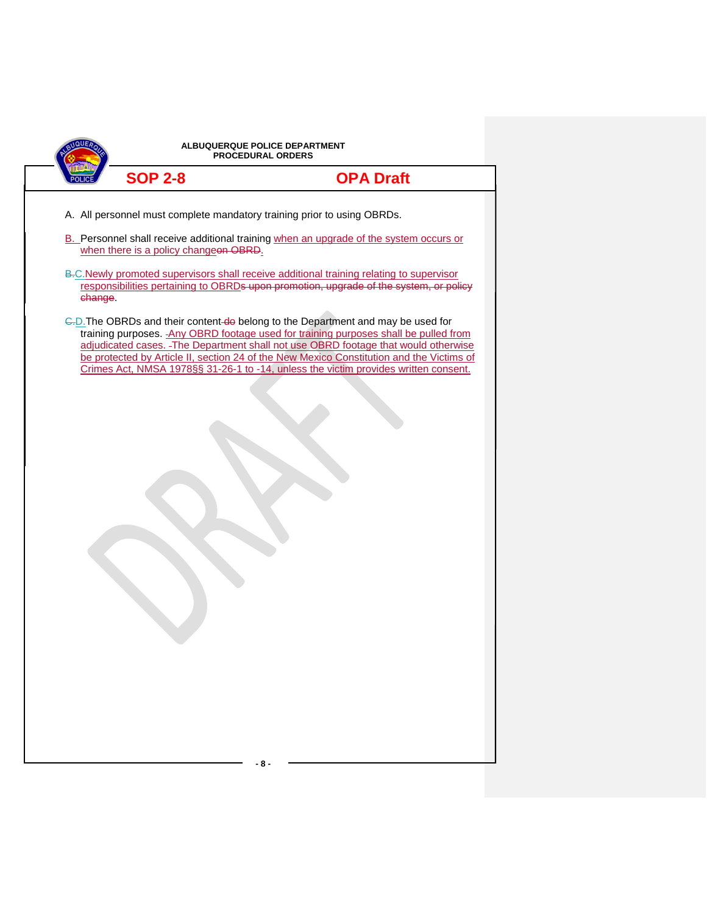A. All personnel must complete mandatory training prior to using OBRDs.

B. Personnel shall receive additional training when an upgrade of the system occurs or when there is a policy changeon OBRD.

B.C. Newly promoted supervisors shall receive additional training relating to supervisor responsibilities pertaining to OBRDs upon promotion, upgrade of the system, or policy change.

C.D. The OBRDs and their content do belong to the Department and may be used for training purposes. Any OBRD footage used for training purposes shall be pulled from adjudicated cases. The Department shall not use OBRD footage that would otherwise be protected by Article II, section 24 of the New Mexico Constitution and the Victims of Crimes Act, NMSA 1978§§ 31-26-1 to -14, unless the victim provides written consent.